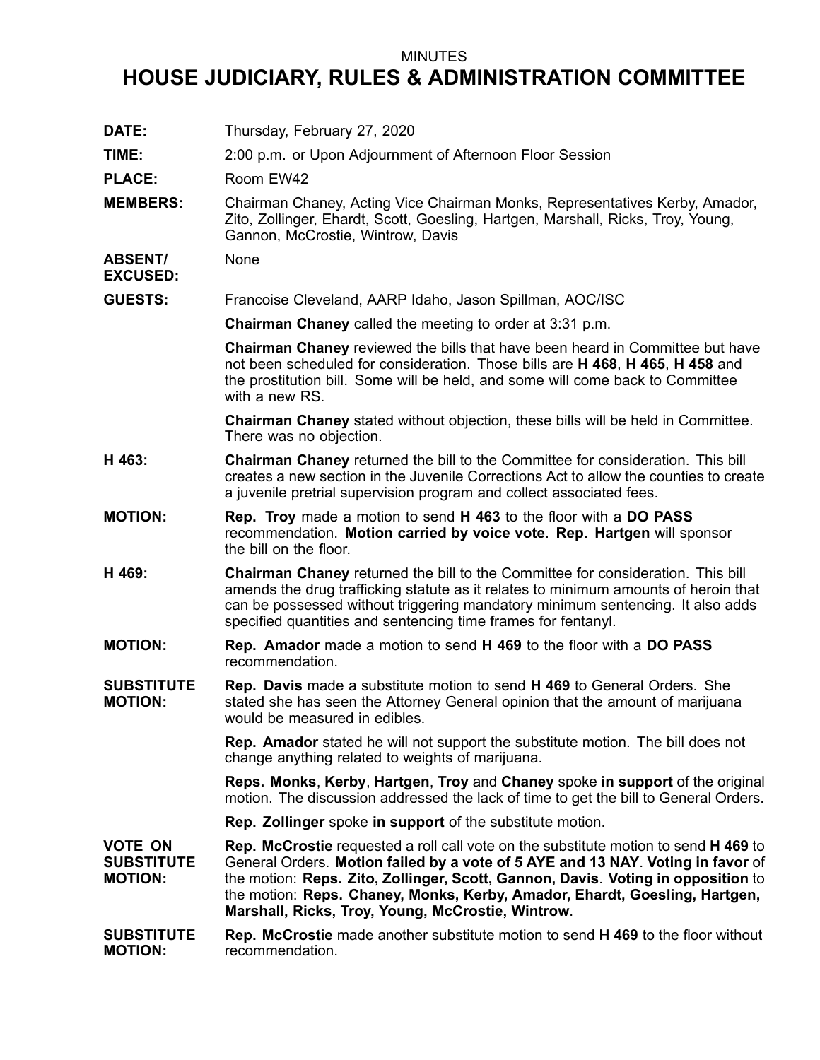MINUTES

# HOUSE JUDICIARY, RULES & ADMINISTRATION COMMITTEE

**DATE:** Thursday, February 27, 2020

**TIME:** 2:00 p.m. or Upon Adjournment of Afternoon Floor Session

**PLACE:** Room EW42

**MEMBERS:** Chairman Chaney, Acting Vice Chairman Monks, Representatives Kerby, Amador, Zito, Zollinger, Ehardt, Scott, Goesling, Hartgen, Marshall, Ricks, Troy, Young, Gannon, McCrostie, Wintrow, Davis

**ABSENT/ EXCUSED:** None

**GUESTS:** Francoise Cleveland, AARP Idaho, Jason Spillman, AOC/ISC

**Chairman Chaney** called the meeting to order at 3:31 p.m.

**Chairman Chaney** reviewed the bills that have been heard in Committee but have not been scheduled for consideration. Those bills are **H 468**, **H 465**, **H 458** and the prostitution bill. Some will be held, and some will come back to Committee with a new RS.

**Chairman Chaney** stated without objection, these bills will be held in Committee. There was no objection.

**H 463:** **Chairman Chaney** returned the bill to the Committee for consideration. This bill creates a new section in the Juvenile Corrections Act to allow the counties to create a juvenile pretrial supervision program and collect associated fees.

**MOTION:** **Rep. Troy** made a motion to send **H 463** to the floor with a **DO PASS** recommendation. **Motion carried by voice vote**. **Rep. Hartgen** will sponsor the bill on the floor.

**H 469:** **Chairman Chaney** returned the bill to the Committee for consideration. This bill amends the drug trafficking statute as it relates to minimum amounts of heroin that can be possessed without triggering mandatory minimum sentencing. It also adds specified quantities and sentencing time frames for fentanyl.

**MOTION:** **Rep. Amador** made a motion to send **H 469** to the floor with a **DO PASS** recommendation.

**SUBSTITUTE MOTION:** **Rep. Davis** made a substitute motion to send **H 469** to General Orders. She stated she has seen the Attorney General opinion that the amount of marijuana would be measured in edibles.

**Rep. Amador** stated he will not support the substitute motion. The bill does not change anything related to weights of marijuana.

**Reps. Monks**, **Kerby**, **Hartgen**, **Troy** and **Chaney** spoke **in support** of the original motion. The discussion addressed the lack of time to get the bill to General Orders.

**Rep. Zollinger** spoke **in support** of the substitute motion.

**VOTE ON SUBSTITUTE MOTION:** **Rep. McCrostie** requested a roll call vote on the substitute motion to send **H 469** to General Orders. **Motion failed by a vote of 5 AYE and 13 NAY**. **Voting in favor** of the motion: **Reps. Zito, Zollinger, Scott, Gannon, Davis**. **Voting in opposition** to the motion: **Reps. Chaney, Monks, Kerby, Amador, Ehardt, Goesling, Hartgen, Marshall, Ricks, Troy, Young, McCrostie, Wintrow**.

**SUBSTITUTE MOTION:** **Rep. McCrostie** made another substitute motion to send **H 469** to the floor without recommendation.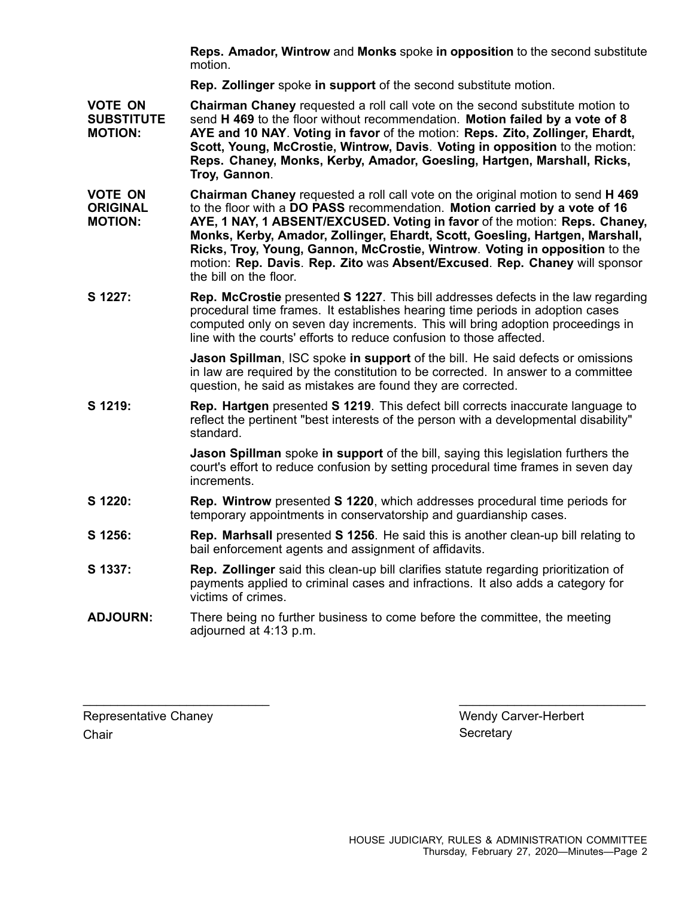**Reps. Amador, Wintrow** and **Monks** spoke **in opposition** to the second substitute motion.

**Rep. Zollinger** spoke **in support** of the second substitute motion.

**VOTE ON SUBSTITUTE MOTION:** **Chairman Chaney** requested a roll call vote on the second substitute motion to send **H 469** to the floor without recommendation. **Motion failed by a vote of 8 AYE and 10 NAY**. **Voting in favor** of the motion: **Reps. Zito, Zollinger, Ehardt, Scott, Young, McCrostie, Wintrow, Davis**. **Voting in opposition** to the motion: **Reps. Chaney, Monks, Kerby, Amador, Goesling, Hartgen, Marshall, Ricks, Troy, Gannon**.

**VOTE ON ORIGINAL MOTION:** **Chairman Chaney** requested a roll call vote on the original motion to send **H 469** to the floor with a **DO PASS** recommendation. **Motion carried by a vote of 16 AYE, 1 NAY, 1 ABSENT/EXCUSED. Voting in favor** of the motion: **Reps. Chaney, Monks, Kerby, Amador, Zollinger, Ehardt, Scott, Goesling, Hartgen, Marshall, Ricks, Troy, Young, Gannon, McCrostie, Wintrow**. **Voting in opposition** to the motion: **Rep. Davis**. **Rep. Zito** was **Absent/Excused**. **Rep. Chaney** will sponsor the bill on the floor.

**S 1227:** **Rep. McCrostie** presented **S 1227**. This bill addresses defects in the law regarding procedural time frames. It establishes hearing time periods in adoption cases computed only on seven day increments. This will bring adoption proceedings in line with the courts' efforts to reduce confusion to those affected.

**Jason Spillman**, ISC spoke **in support** of the bill. He said defects or omissions in law are required by the constitution to be corrected. In answer to a committee question, he said as mistakes are found they are corrected.

**S 1219:** **Rep. Hartgen** presented **S 1219**. This defect bill corrects inaccurate language to reflect the pertinent "best interests of the person with a developmental disability" standard.

**Jason Spillman** spoke **in support** of the bill, saying this legislation furthers the court's effort to reduce confusion by setting procedural time frames in seven day increments.

**S 1220:** **Rep. Wintrow** presented **S 1220**, which addresses procedural time periods for temporary appointments in conservatorship and guardianship cases.

**S 1256:** **Rep. Marhsall** presented **S 1256**. He said this is another clean-up bill relating to bail enforcement agents and assignment of affidavits.

**S 1337:** **Rep. Zollinger** said this clean-up bill clarifies statute regarding prioritization of payments applied to criminal cases and infractions. It also adds a category for victims of crimes.

**ADJOURN:** There being no further business to come before the committee, the meeting adjourned at 4:13 p.m.

___________________________
Representative Chaney
Chair

___________________________
Wendy Carver-Herbert
Secretary